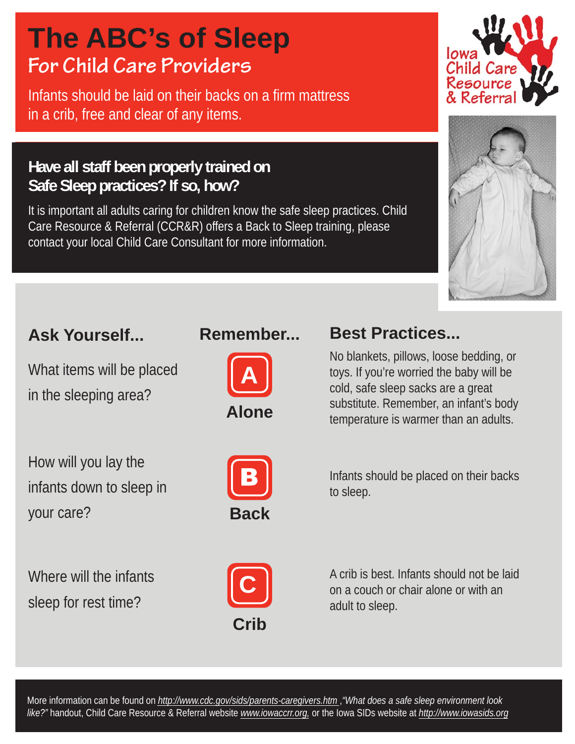# The ABC's of Sleep

## For Child Care Providers

Infants should be laid on their backs on a firm mattress in a crib, free and clear of any items.

Iowa Child Care Resource & Referral

### Have all staff been properly trained on Safe Sleep practices? If so, how?

It is important all adults caring for children know the safe sleep practices. Child Care Resource & Referral (CCR&R) offers a Back to Sleep training, please contact your local Child Care Consultant for more information.

| Ask Yourself... | Remember... | Best Practices... |
| --- | --- | --- |
| What items will be placed in the sleeping area? | **A** Alone | No blankets, pillows, loose bedding, or toys. If you're worried the baby will be cold, safe sleep sacks are a great substitute. Remember, an infant's body temperature is warmer than an adults. |
| How will you lay the infants down to sleep in your care? | **B** Back | Infants should be placed on their backs to sleep. |
| Where will the infants sleep for rest time? | **C** Crib | A crib is best. Infants should not be laid on a couch or chair alone or with an adult to sleep. |

More information can be found on http://www.cdc.gov/sids/parents-caregivers.htm ,*"What does a safe sleep environment look like?"* handout, Child Care Resource & Referral website www.iowaccrr.org, or the Iowa SIDs website at http://www.iowasids.org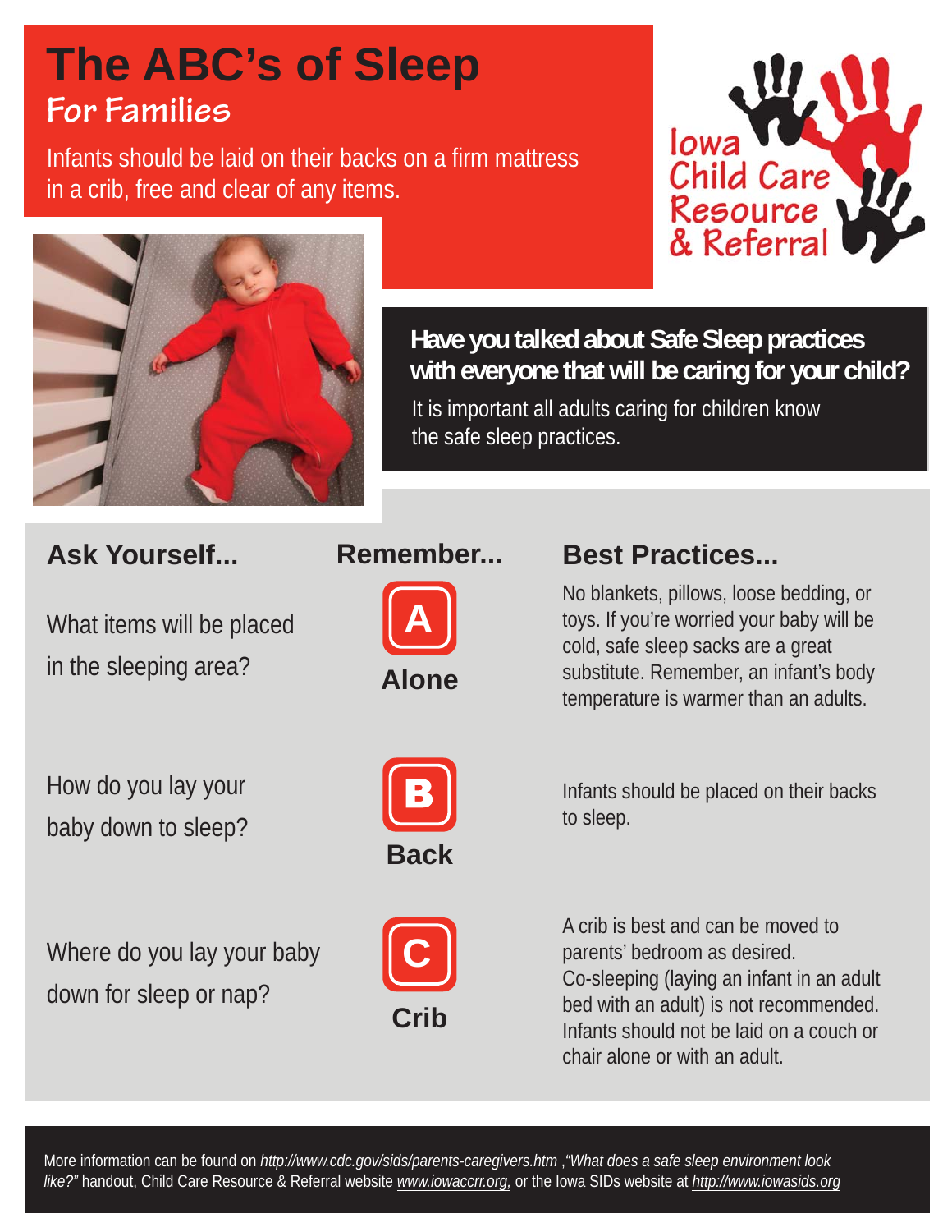# The ABC's of Sleep

## For Families

Infants should be laid on their backs on a firm mattress in a crib, free and clear of any items.

Iowa Child Care Resource & Referral

**Have you talked about Safe Sleep practices with everyone that will be caring for your child?**

It is important all adults caring for children know the safe sleep practices.

| Ask Yourself... | Remember... | Best Practices... |
| --- | --- | --- |
| What items will be placed in the sleeping area? | **A** Alone | No blankets, pillows, loose bedding, or toys. If you're worried your baby will be cold, safe sleep sacks are a great substitute. Remember, an infant's body temperature is warmer than an adults. |
| How do you lay your baby down to sleep? | **B** Back | Infants should be placed on their backs to sleep. |
| Where do you lay your baby down for sleep or nap? | **C** Crib | A crib is best and can be moved to parents' bedroom as desired. Co-sleeping (laying an infant in an adult bed with an adult) is not recommended. Infants should not be laid on a couch or chair alone or with an adult. |

More information can be found on *http://www.cdc.gov/sids/parents-caregivers.htm* ,*"What does a safe sleep environment look like?"* handout, Child Care Resource & Referral website *www.iowaccrr.org,* or the Iowa SIDs website at *http://www.iowasids.org*